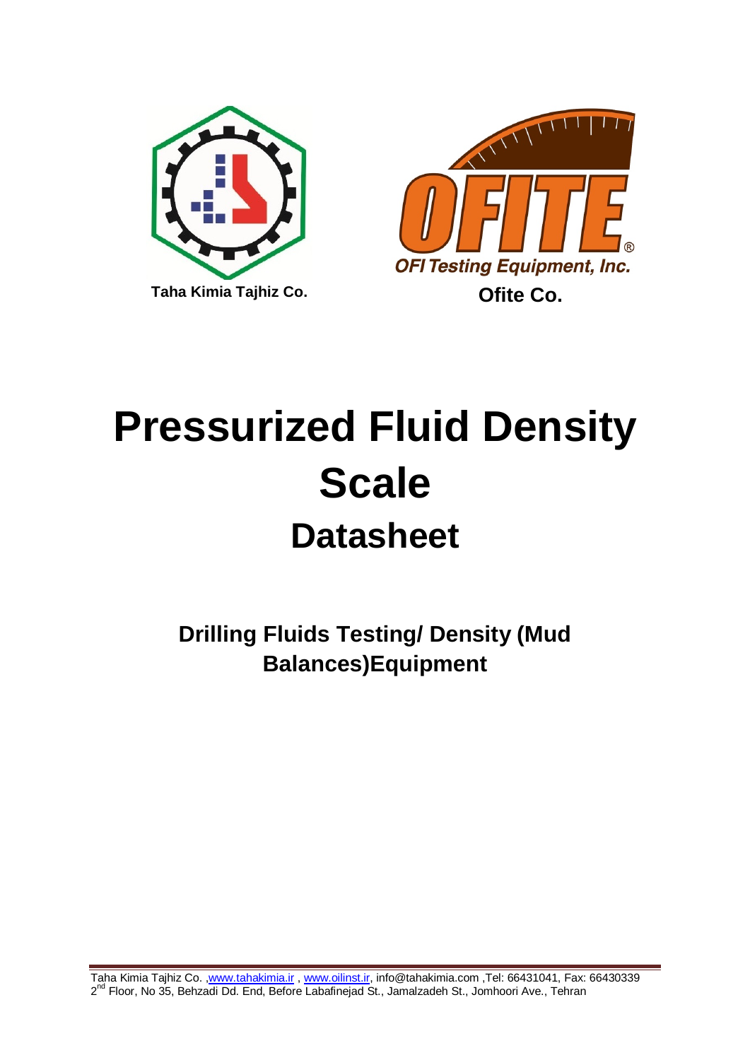Taha Kimia Tajhiz Co.

OFI Testing Equipment, Inc.

Ofite Co.

# Pressurized Fluid Density Scale

## Datasheet

### Drilling Fluids Testing/ Density (Mud Balances)Equipment

Taha Kimia Tajhiz Co. ,www.tahakimia.ir , www.oilinst.ir, info@tahakimia.com ,Tel: 66431041, Fax: 66430339
2nd Floor, No 35, Behzadi Dd. End, Before Labafinejad St., Jamalzadeh St., Jomhoori Ave., Tehran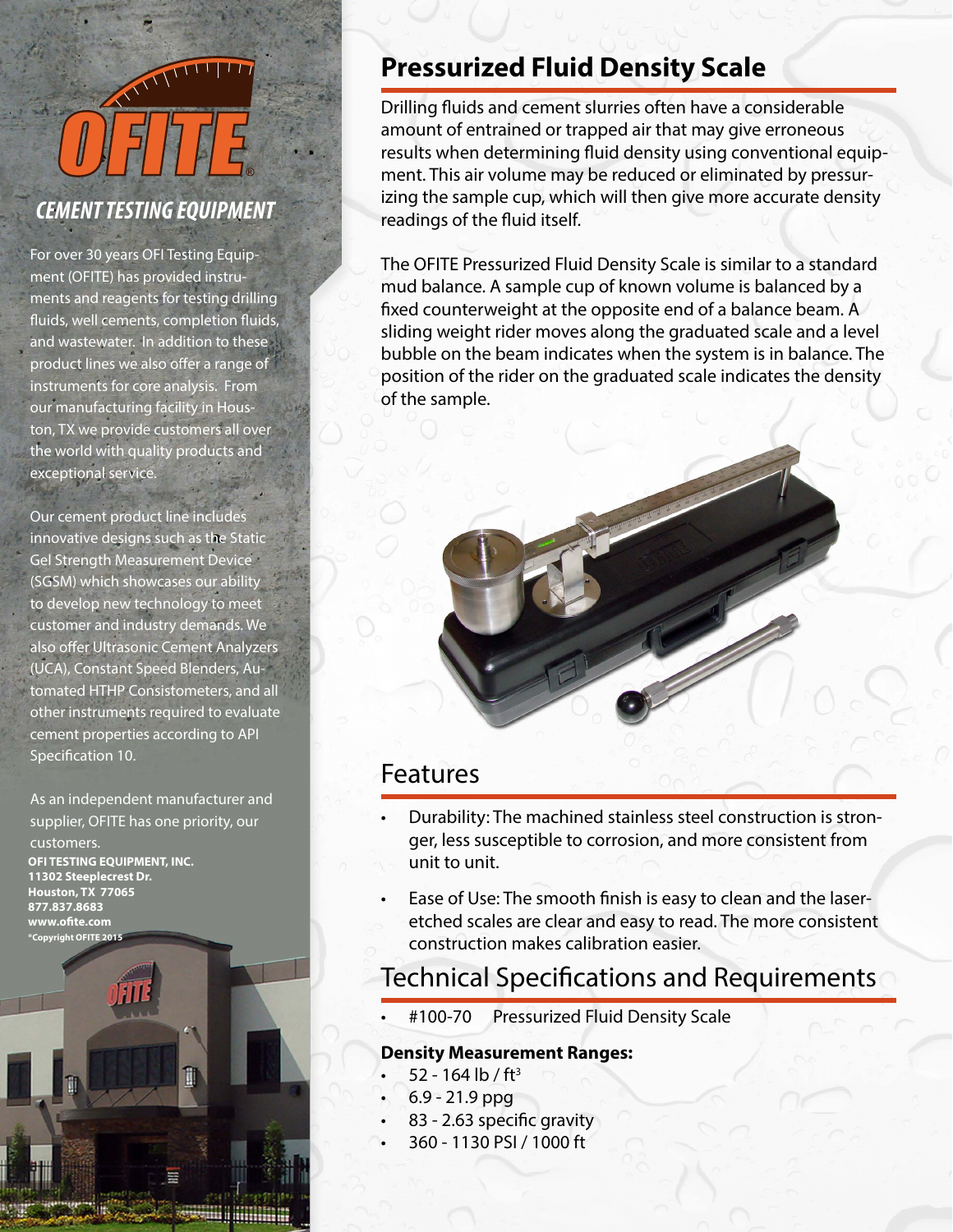CEMENT TESTING EQUIPMENT

For over 30 years OFI Testing Equipment (OFITE) has provided instruments and reagents for testing drilling fluids, well cements, completion fluids, and wastewater. In addition to these product lines we also offer a range of instruments for core analysis. From our manufacturing facility in Houston, TX we provide customers all over the world with quality products and exceptional service.

Our cement product line includes innovative designs such as the Static Gel Strength Measurement Device (SGSM) which showcases our ability to develop new technology to meet customer and industry demands. We also offer Ultrasonic Cement Analyzers (UCA), Constant Speed Blenders, Automated HTHP Consistometers, and all other instruments required to evaluate cement properties according to API Specification 10.

As an independent manufacturer and supplier, OFITE has one priority, our customers.

**OFI TESTING EQUIPMENT, INC.**
**11302 Steeplecrest Dr.**
**Houston, TX 77065**
**877.837.8683**
**www.ofite.com**
**©Copyright OFITE 2015**

# Pressurized Fluid Density Scale

Drilling fluids and cement slurries often have a considerable amount of entrained or trapped air that may give erroneous results when determining fluid density using conventional equipment. This air volume may be reduced or eliminated by pressurizing the sample cup, which will then give more accurate density readings of the fluid itself.

The OFITE Pressurized Fluid Density Scale is similar to a standard mud balance. A sample cup of known volume is balanced by a fixed counterweight at the opposite end of a balance beam. A sliding weight rider moves along the graduated scale and a level bubble on the beam indicates when the system is in balance. The position of the rider on the graduated scale indicates the density of the sample.

## Features

- Durability: The machined stainless steel construction is stronger, less susceptible to corrosion, and more consistent from unit to unit.
- Ease of Use: The smooth finish is easy to clean and the laser-etched scales are clear and easy to read. The more consistent construction makes calibration easier.

## Technical Specifications and Requirements

- #100-70 Pressurized Fluid Density Scale

**Density Measurement Ranges:**

- 52 - 164 lb / ft$^3$
- 6.9 - 21.9 ppg
- 83 - 2.63 specific gravity
- 360 - 1130 PSI / 1000 ft